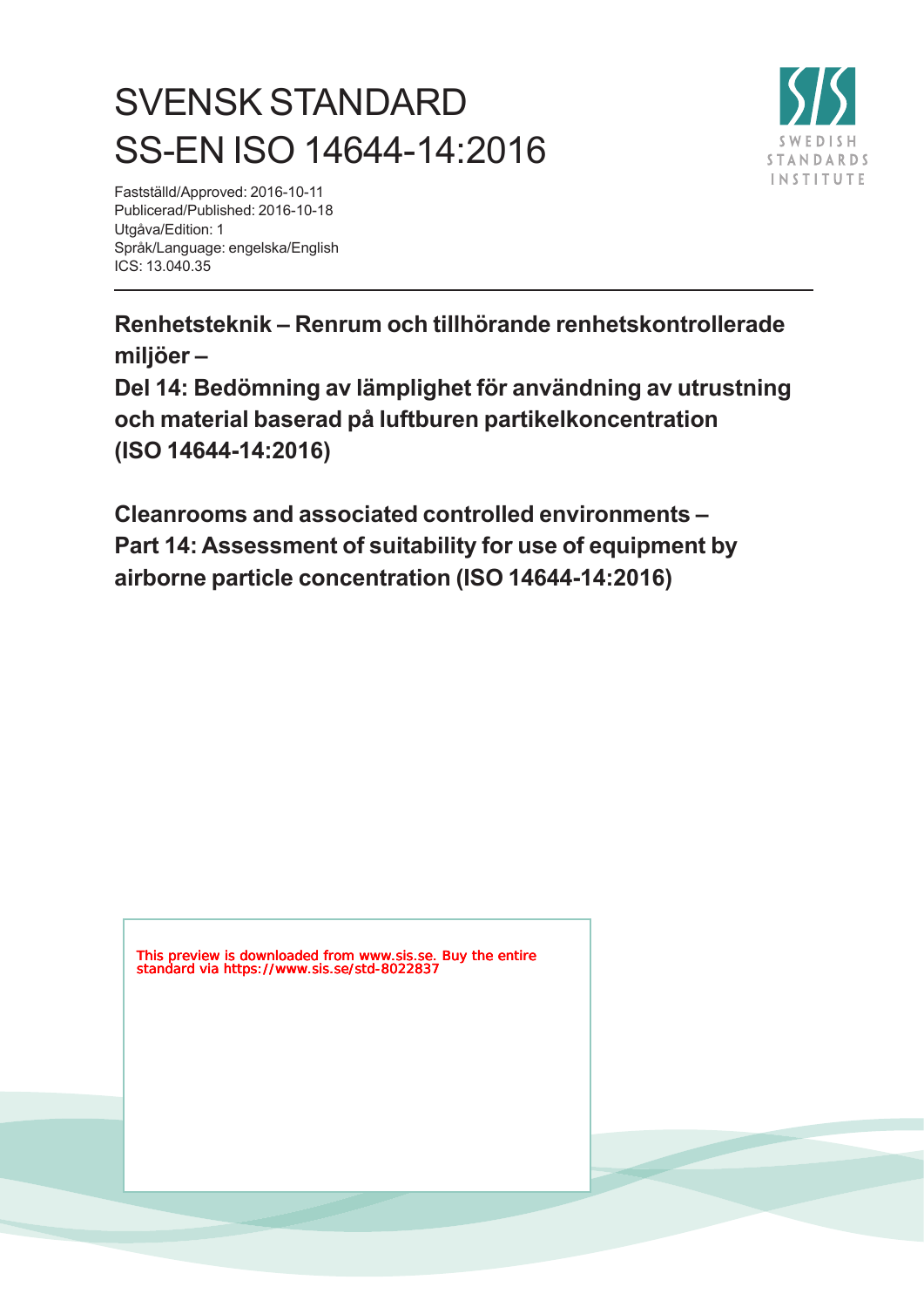# SVENSK STANDARD
# SS-EN ISO 14644-14:2016

Fastställd/Approved: 2016-10-11
Publicerad/Published: 2016-10-18
Utgåva/Edition: 1
Språk/Language: engelska/English
ICS: 13.040.35

SWEDISH STANDARDS INSTITUTE

**Renhetsteknik – Renrum och tillhörande renhetskontrollerade miljöer –**
**Del 14: Bedömning av lämplighet för användning av utrustning och material baserad på luftburen partikelkoncentration (ISO 14644-14:2016)**

**Cleanrooms and associated controlled environments –**
**Part 14: Assessment of suitability for use of equipment by airborne particle concentration (ISO 14644-14:2016)**

This preview is downloaded from www.sis.se. Buy the entire standard via https://www.sis.se/std-8022837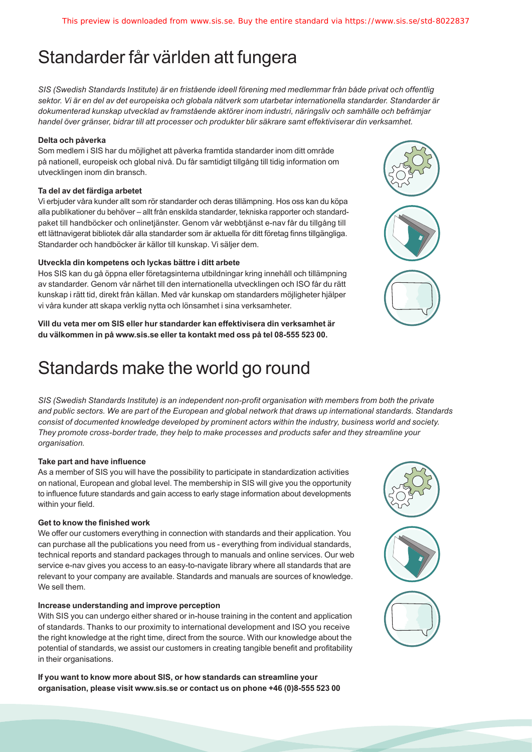# Standarder får världen att fungera

*SIS (Swedish Standards Institute) är en fristående ideell förening med medlemmar från både privat och offentlig sektor. Vi är en del av det europeiska och globala nätverk som utarbetar internationella standarder. Standarder är dokumenterad kunskap utvecklad av framstående aktörer inom industri, näringsliv och samhälle och befrämjar handel över gränser, bidrar till att processer och produkter blir säkrare samt effektiviserar din verksamhet.*

**Delta och påverka**

Som medlem i SIS har du möjlighet att påverka framtida standarder inom ditt område på nationell, europeisk och global nivå. Du får samtidigt tillgång till tidig information om utvecklingen inom din bransch.

**Ta del av det färdiga arbetet**

Vi erbjuder våra kunder allt som rör standarder och deras tillämpning. Hos oss kan du köpa alla publikationer du behöver – allt från enskilda standarder, tekniska rapporter och standardpaket till handböcker och onlinetjänster. Genom vår webbtjänst e-nav får du tillgång till ett lättnavigerat bibliotek där alla standarder som är aktuella för ditt företag finns tillgängliga. Standarder och handböcker är källor till kunskap. Vi säljer dem.

**Utveckla din kompetens och lyckas bättre i ditt arbete**

Hos SIS kan du gå öppna eller företagsinterna utbildningar kring innehåll och tillämpning av standarder. Genom vår närhet till den internationella utvecklingen och ISO får du rätt kunskap i rätt tid, direkt från källan. Med vår kunskap om standarders möjligheter hjälper vi våra kunder att skapa verklig nytta och lönsamhet i sina verksamheter.

**Vill du veta mer om SIS eller hur standarder kan effektivisera din verksamhet är du välkommen in på www.sis.se eller ta kontakt med oss på tel 08-555 523 00.**

# Standards make the world go round

*SIS (Swedish Standards Institute) is an independent non-profit organisation with members from both the private and public sectors. We are part of the European and global network that draws up international standards. Standards consist of documented knowledge developed by prominent actors within the industry, business world and society. They promote cross-border trade, they help to make processes and products safer and they streamline your organisation.*

**Take part and have influence**

As a member of SIS you will have the possibility to participate in standardization activities on national, European and global level. The membership in SIS will give you the opportunity to influence future standards and gain access to early stage information about developments within your field.

**Get to know the finished work**

We offer our customers everything in connection with standards and their application. You can purchase all the publications you need from us - everything from individual standards, technical reports and standard packages through to manuals and online services. Our web service e-nav gives you access to an easy-to-navigate library where all standards that are relevant to your company are available. Standards and manuals are sources of knowledge. We sell them.

**Increase understanding and improve perception**

With SIS you can undergo either shared or in-house training in the content and application of standards. Thanks to our proximity to international development and ISO you receive the right knowledge at the right time, direct from the source. With our knowledge about the potential of standards, we assist our customers in creating tangible benefit and profitability in their organisations.

**If you want to know more about SIS, or how standards can streamline your organisation, please visit www.sis.se or contact us on phone +46 (0)8-555 523 00**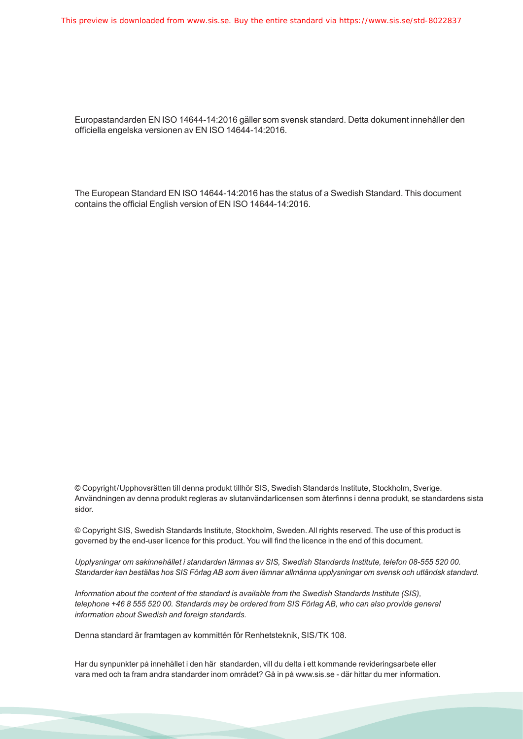Europastandarden EN ISO 14644-14:2016 gäller som svensk standard. Detta dokument innehåller den officiella engelska versionen av EN ISO 14644-14:2016.

The European Standard EN ISO 14644-14:2016 has the status of a Swedish Standard. This document contains the official English version of EN ISO 14644-14:2016.

© Copyright/Upphovsrätten till denna produkt tillhör SIS, Swedish Standards Institute, Stockholm, Sverige. Användningen av denna produkt regleras av slutanvändarlicensen som återfinns i denna produkt, se standardens sista sidor.

© Copyright SIS, Swedish Standards Institute, Stockholm, Sweden. All rights reserved. The use of this product is governed by the end-user licence for this product. You will find the licence in the end of this document.

*Upplysningar om sakinnehållet i standarden lämnas av SIS, Swedish Standards Institute, telefon 08-555 520 00. Standarder kan beställas hos SIS Förlag AB som även lämnar allmänna upplysningar om svensk och utländsk standard.*

*Information about the content of the standard is available from the Swedish Standards Institute (SIS), telephone +46 8 555 520 00. Standards may be ordered from SIS Förlag AB, who can also provide general information about Swedish and foreign standards.*

Denna standard är framtagen av kommittén för Renhetsteknik, SIS/TK 108.

Har du synpunkter på innehållet i den här standarden, vill du delta i ett kommande revideringsarbete eller vara med och ta fram andra standarder inom området? Gå in på www.sis.se - där hittar du mer information.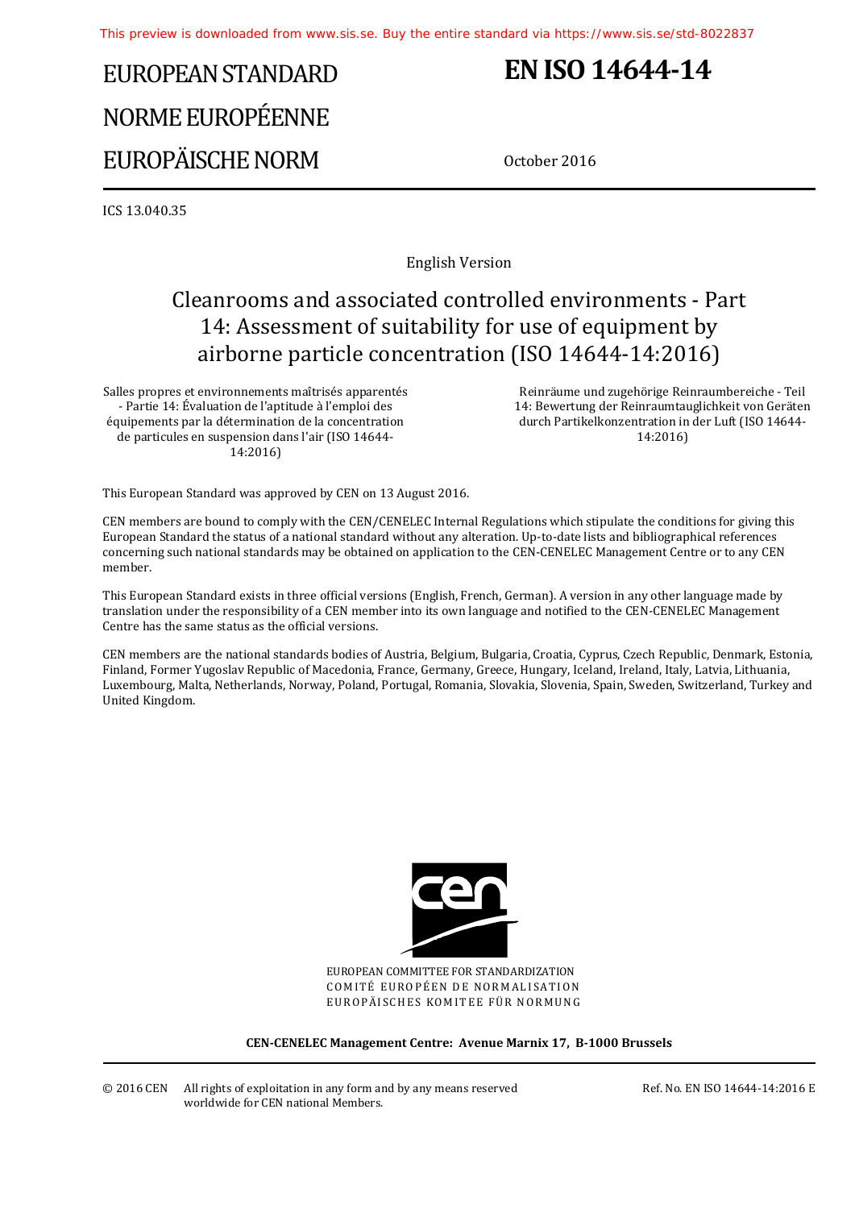This preview is downloaded from www.sis.se. Buy the entire standard via https://www.sis.se/std-8022837

# EUROPEAN STANDARD
# NORME EUROPÉENNE
# EUROPÄISCHE NORM

# EN ISO 14644-14

October 2016

ICS 13.040.35

English Version

## Cleanrooms and associated controlled environments - Part 14: Assessment of suitability for use of equipment by airborne particle concentration (ISO 14644-14:2016)

Salles propres et environnements maîtrisés apparentés - Partie 14: Évaluation de l'aptitude à l'emploi des équipements par la détermination de la concentration de particules en suspension dans l'air (ISO 14644-14:2016)

Reinräume und zugehörige Reinraumbereiche - Teil 14: Bewertung der Reinraumtauglichkeit von Geräten durch Partikelkonzentration in der Luft (ISO 14644-14:2016)

This European Standard was approved by CEN on 13 August 2016.

CEN members are bound to comply with the CEN/CENELEC Internal Regulations which stipulate the conditions for giving this European Standard the status of a national standard without any alteration. Up-to-date lists and bibliographical references concerning such national standards may be obtained on application to the CEN-CENELEC Management Centre or to any CEN member.

This European Standard exists in three official versions (English, French, German). A version in any other language made by translation under the responsibility of a CEN member into its own language and notified to the CEN-CENELEC Management Centre has the same status as the official versions.

CEN members are the national standards bodies of Austria, Belgium, Bulgaria, Croatia, Cyprus, Czech Republic, Denmark, Estonia, Finland, Former Yugoslav Republic of Macedonia, France, Germany, Greece, Hungary, Iceland, Ireland, Italy, Latvia, Lithuania, Luxembourg, Malta, Netherlands, Norway, Poland, Portugal, Romania, Slovakia, Slovenia, Spain, Sweden, Switzerland, Turkey and United Kingdom.

EUROPEAN COMMITTEE FOR STANDARDIZATION
COMITÉ EUROPÉEN DE NORMALISATION
EUROPÄISCHES KOMITEE FÜR NORMUNG

**CEN-CENELEC Management Centre: Avenue Marnix 17, B-1000 Brussels**

© 2016 CEN All rights of exploitation in any form and by any means reserved worldwide for CEN national Members.

Ref. No. EN ISO 14644-14:2016 E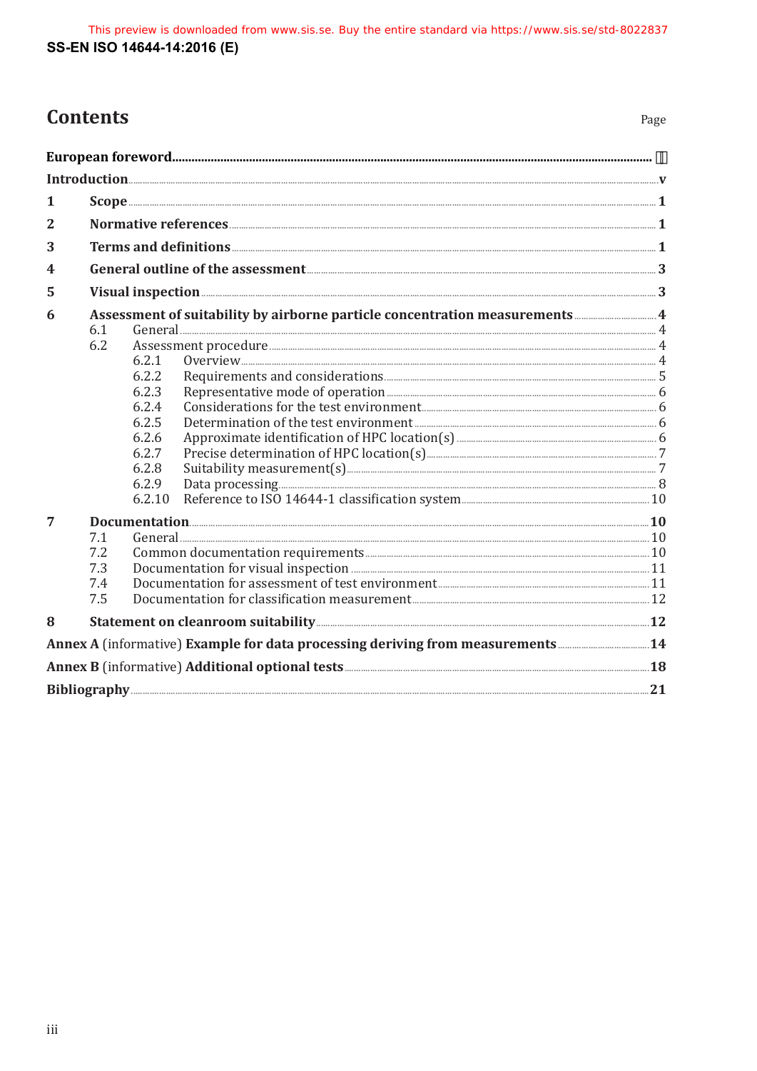## Contents

| | | Page |
|---|---|---|
| **European foreword** | | **iv** |
| **Introduction** | | **v** |
| **1** | **Scope** | **1** |
| **2** | **Normative references** | **1** |
| **3** | **Terms and definitions** | **1** |
| **4** | **General outline of the assessment** | **3** |
| **5** | **Visual inspection** | **3** |
| **6** | **Assessment of suitability by airborne particle concentration measurements** | **4** |
| | 6.1 General | 4 |
| | 6.2 Assessment procedure | 4 |
| | 6.2.1 Overview | 4 |
| | 6.2.2 Requirements and considerations | 5 |
| | 6.2.3 Representative mode of operation | 6 |
| | 6.2.4 Considerations for the test environment | 6 |
| | 6.2.5 Determination of the test environment | 6 |
| | 6.2.6 Approximate identification of HPC location(s) | 6 |
| | 6.2.7 Precise determination of HPC location(s) | 7 |
| | 6.2.8 Suitability measurement(s) | 7 |
| | 6.2.9 Data processing | 8 |
| | 6.2.10 Reference to ISO 14644-1 classification system | 10 |
| **7** | **Documentation** | **10** |
| | 7.1 General | 10 |
| | 7.2 Common documentation requirements | 10 |
| | 7.3 Documentation for visual inspection | 11 |
| | 7.4 Documentation for assessment of test environment | 11 |
| | 7.5 Documentation for classification measurement | 12 |
| **8** | **Statement on cleanroom suitability** | **12** |
| **Annex A** (informative) **Example for data processing deriving from measurements** | | **14** |
| **Annex B** (informative) **Additional optional tests** | | **18** |
| **Bibliography** | | **21** |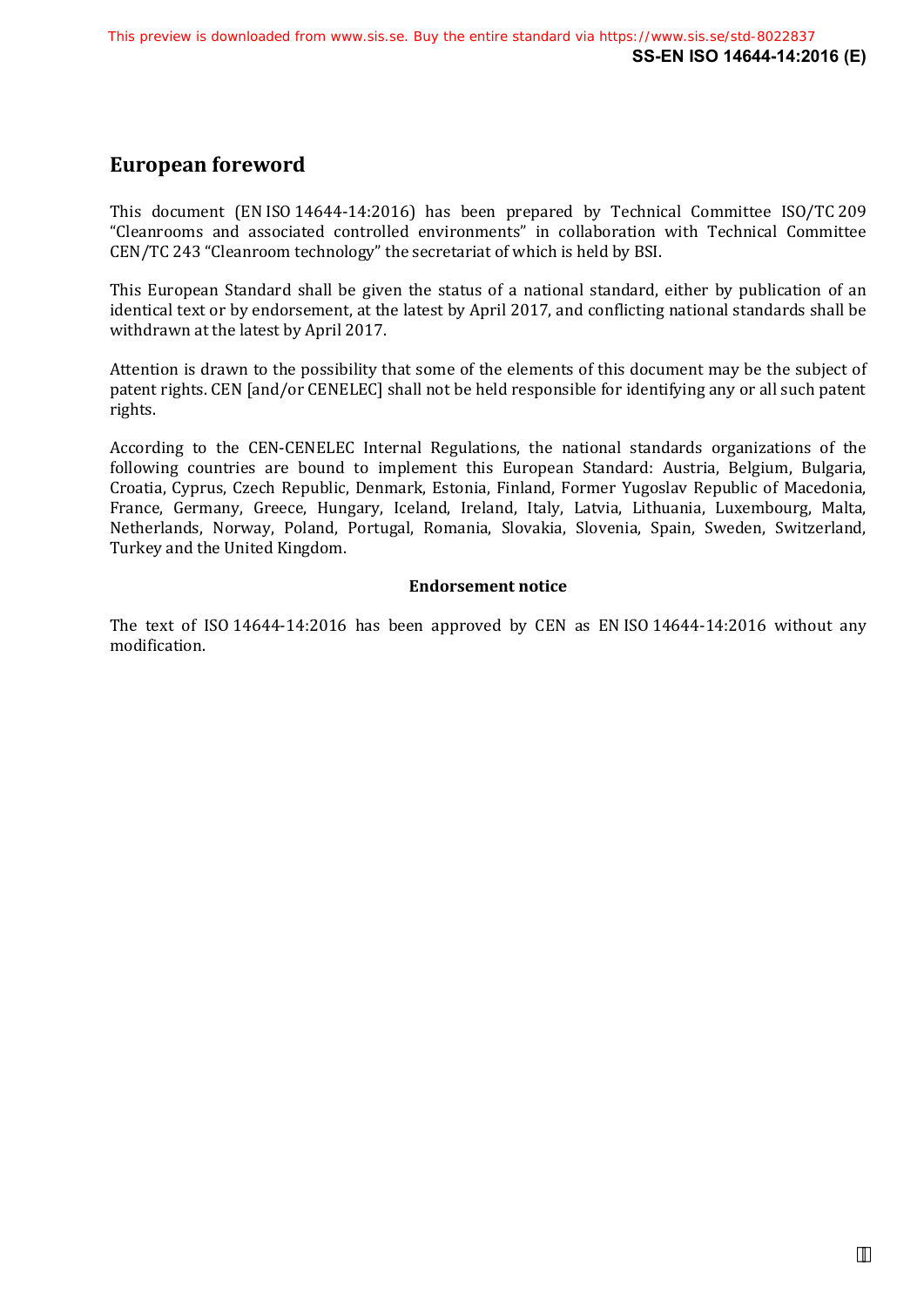# European foreword

This document (EN ISO 14644-14:2016) has been prepared by Technical Committee ISO/TC 209 "Cleanrooms and associated controlled environments" in collaboration with Technical Committee CEN/TC 243 "Cleanroom technology" the secretariat of which is held by BSI.

This European Standard shall be given the status of a national standard, either by publication of an identical text or by endorsement, at the latest by April 2017, and conflicting national standards shall be withdrawn at the latest by April 2017.

Attention is drawn to the possibility that some of the elements of this document may be the subject of patent rights. CEN [and/or CENELEC] shall not be held responsible for identifying any or all such patent rights.

According to the CEN-CENELEC Internal Regulations, the national standards organizations of the following countries are bound to implement this European Standard: Austria, Belgium, Bulgaria, Croatia, Cyprus, Czech Republic, Denmark, Estonia, Finland, Former Yugoslav Republic of Macedonia, France, Germany, Greece, Hungary, Iceland, Ireland, Italy, Latvia, Lithuania, Luxembourg, Malta, Netherlands, Norway, Poland, Portugal, Romania, Slovakia, Slovenia, Spain, Sweden, Switzerland, Turkey and the United Kingdom.

**Endorsement notice**

The text of ISO 14644-14:2016 has been approved by CEN as EN ISO 14644-14:2016 without any modification.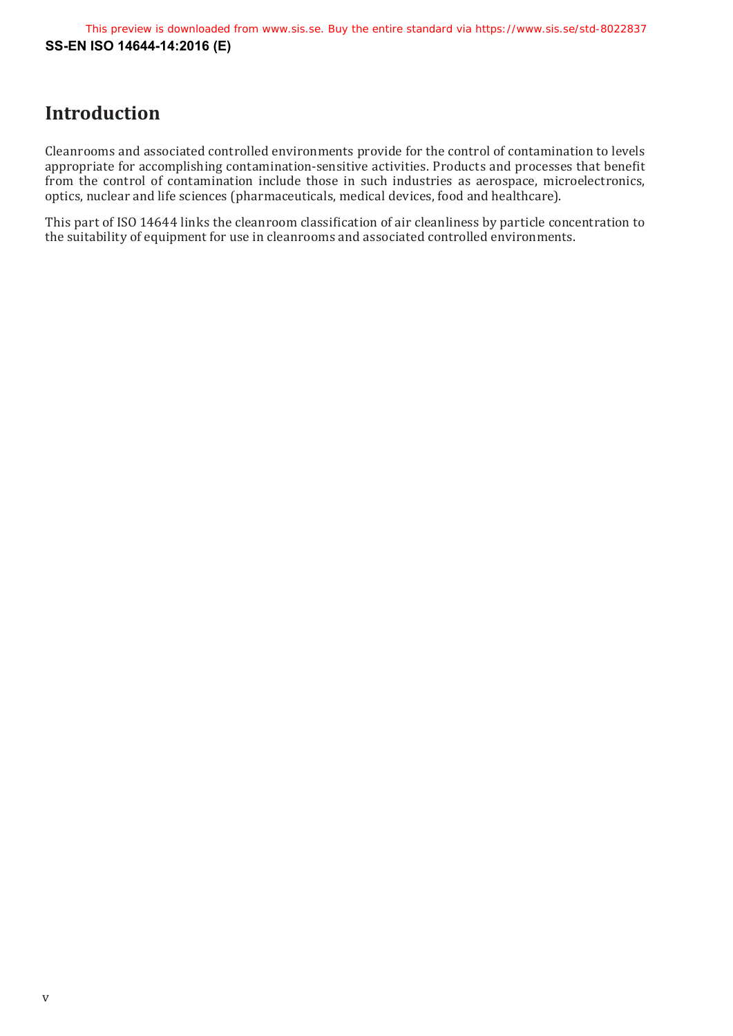# Introduction

Cleanrooms and associated controlled environments provide for the control of contamination to levels appropriate for accomplishing contamination-sensitive activities. Products and processes that benefit from the control of contamination include those in such industries as aerospace, microelectronics, optics, nuclear and life sciences (pharmaceuticals, medical devices, food and healthcare).

This part of ISO 14644 links the cleanroom classification of air cleanliness by particle concentration to the suitability of equipment for use in cleanrooms and associated controlled environments.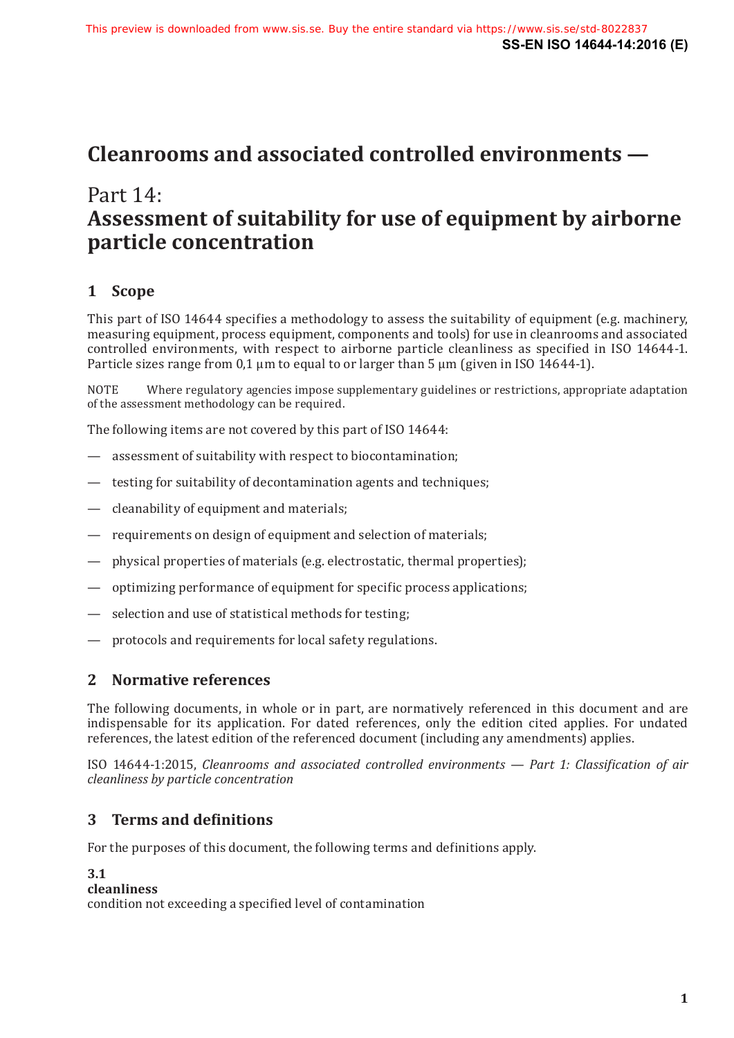# Cleanrooms and associated controlled environments —

## Part 14: Assessment of suitability for use of equipment by airborne particle concentration

## 1 Scope

This part of ISO 14644 specifies a methodology to assess the suitability of equipment (e.g. machinery, measuring equipment, process equipment, components and tools) for use in cleanrooms and associated controlled environments, with respect to airborne particle cleanliness as specified in ISO 14644-1. Particle sizes range from 0,1 µm to equal to or larger than 5 µm (given in ISO 14644-1).

NOTE Where regulatory agencies impose supplementary guidelines or restrictions, appropriate adaptation of the assessment methodology can be required.

The following items are not covered by this part of ISO 14644:

- assessment of suitability with respect to biocontamination;
- testing for suitability of decontamination agents and techniques;
- cleanability of equipment and materials;
- requirements on design of equipment and selection of materials;
- physical properties of materials (e.g. electrostatic, thermal properties);
- optimizing performance of equipment for specific process applications;
- selection and use of statistical methods for testing;
- protocols and requirements for local safety regulations.

## 2 Normative references

The following documents, in whole or in part, are normatively referenced in this document and are indispensable for its application. For dated references, only the edition cited applies. For undated references, the latest edition of the referenced document (including any amendments) applies.

ISO 14644-1:2015, *Cleanrooms and associated controlled environments — Part 1: Classification of air cleanliness by particle concentration*

## 3 Terms and definitions

For the purposes of this document, the following terms and definitions apply.

**3.1**
**cleanliness**
condition not exceeding a specified level of contamination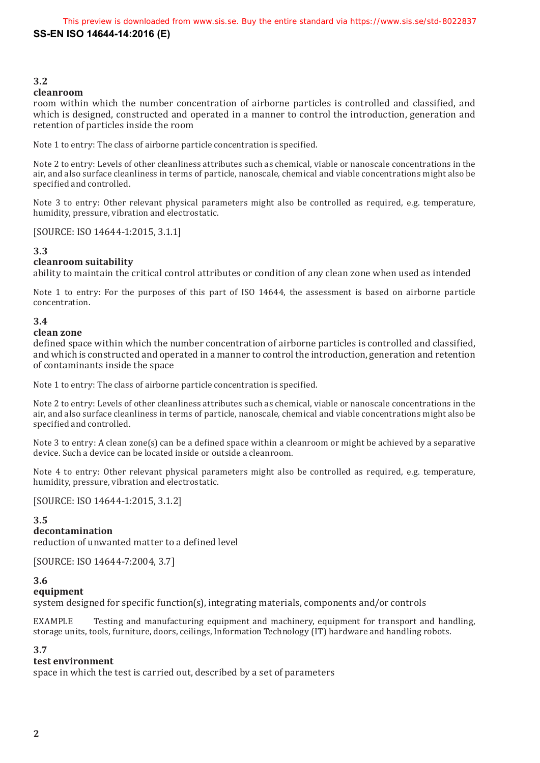**3.2**
**cleanroom**
room within which the number concentration of airborne particles is controlled and classified, and which is designed, constructed and operated in a manner to control the introduction, generation and retention of particles inside the room

Note 1 to entry: The class of airborne particle concentration is specified.

Note 2 to entry: Levels of other cleanliness attributes such as chemical, viable or nanoscale concentrations in the air, and also surface cleanliness in terms of particle, nanoscale, chemical and viable concentrations might also be specified and controlled.

Note 3 to entry: Other relevant physical parameters might also be controlled as required, e.g. temperature, humidity, pressure, vibration and electrostatic.

[SOURCE: ISO 14644-1:2015, 3.1.1]

**3.3**
**cleanroom suitability**
ability to maintain the critical control attributes or condition of any clean zone when used as intended

Note 1 to entry: For the purposes of this part of ISO 14644, the assessment is based on airborne particle concentration.

**3.4**
**clean zone**
defined space within which the number concentration of airborne particles is controlled and classified, and which is constructed and operated in a manner to control the introduction, generation and retention of contaminants inside the space

Note 1 to entry: The class of airborne particle concentration is specified.

Note 2 to entry: Levels of other cleanliness attributes such as chemical, viable or nanoscale concentrations in the air, and also surface cleanliness in terms of particle, nanoscale, chemical and viable concentrations might also be specified and controlled.

Note 3 to entry: A clean zone(s) can be a defined space within a cleanroom or might be achieved by a separative device. Such a device can be located inside or outside a cleanroom.

Note 4 to entry: Other relevant physical parameters might also be controlled as required, e.g. temperature, humidity, pressure, vibration and electrostatic.

[SOURCE: ISO 14644-1:2015, 3.1.2]

**3.5**
**decontamination**
reduction of unwanted matter to a defined level

[SOURCE: ISO 14644-7:2004, 3.7]

**3.6**
**equipment**
system designed for specific function(s), integrating materials, components and/or controls

EXAMPLE Testing and manufacturing equipment and machinery, equipment for transport and handling, storage units, tools, furniture, doors, ceilings, Information Technology (IT) hardware and handling robots.

**3.7**
**test environment**
space in which the test is carried out, described by a set of parameters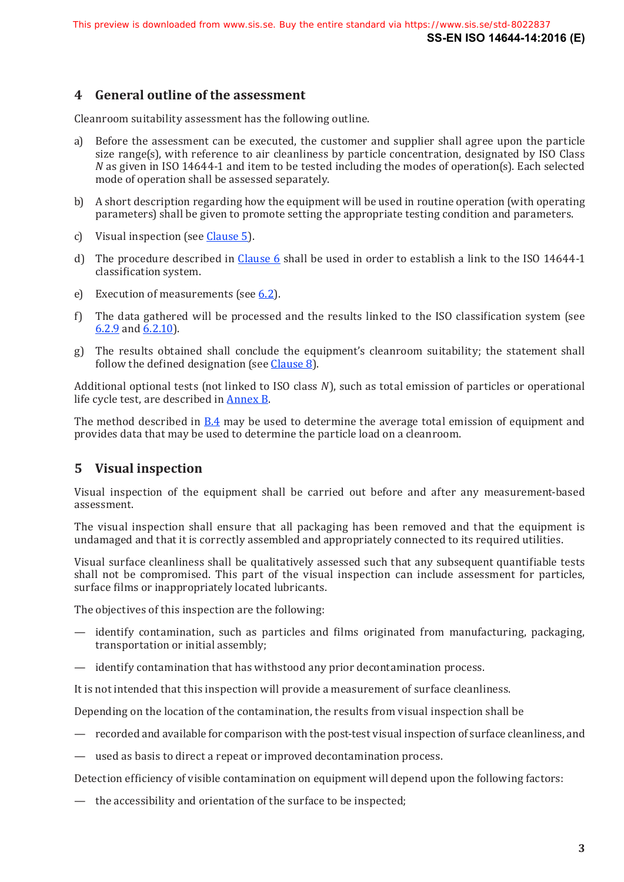## 4 General outline of the assessment

Cleanroom suitability assessment has the following outline.

a) Before the assessment can be executed, the customer and supplier shall agree upon the particle size range(s), with reference to air cleanliness by particle concentration, designated by ISO Class *N* as given in ISO 14644-1 and item to be tested including the modes of operation(s). Each selected mode of operation shall be assessed separately.

b) A short description regarding how the equipment will be used in routine operation (with operating parameters) shall be given to promote setting the appropriate testing condition and parameters.

c) Visual inspection (see Clause 5).

d) The procedure described in Clause 6 shall be used in order to establish a link to the ISO 14644-1 classification system.

e) Execution of measurements (see 6.2).

f) The data gathered will be processed and the results linked to the ISO classification system (see 6.2.9 and 6.2.10).

g) The results obtained shall conclude the equipment's cleanroom suitability; the statement shall follow the defined designation (see Clause 8).

Additional optional tests (not linked to ISO class *N*), such as total emission of particles or operational life cycle test, are described in Annex B.

The method described in B.4 may be used to determine the average total emission of equipment and provides data that may be used to determine the particle load on a cleanroom.

## 5 Visual inspection

Visual inspection of the equipment shall be carried out before and after any measurement-based assessment.

The visual inspection shall ensure that all packaging has been removed and that the equipment is undamaged and that it is correctly assembled and appropriately connected to its required utilities.

Visual surface cleanliness shall be qualitatively assessed such that any subsequent quantifiable tests shall not be compromised. This part of the visual inspection can include assessment for particles, surface films or inappropriately located lubricants.

The objectives of this inspection are the following:

— identify contamination, such as particles and films originated from manufacturing, packaging, transportation or initial assembly;

— identify contamination that has withstood any prior decontamination process.

It is not intended that this inspection will provide a measurement of surface cleanliness.

Depending on the location of the contamination, the results from visual inspection shall be

— recorded and available for comparison with the post-test visual inspection of surface cleanliness, and

— used as basis to direct a repeat or improved decontamination process.

Detection efficiency of visible contamination on equipment will depend upon the following factors:

— the accessibility and orientation of the surface to be inspected;